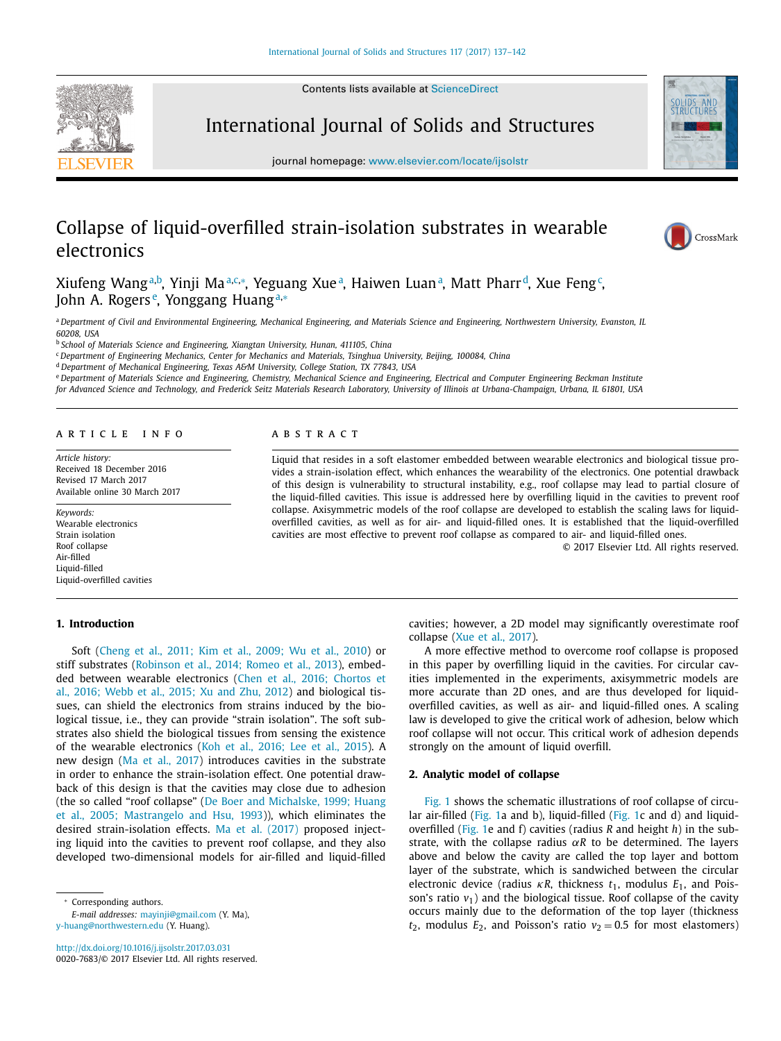Contents lists available at ScienceDirect

# International Journal of Solids and Structures

journal homepage: www.elsevier.com/locate/ijsolstr

# Collapse of liquid-overfilled strain-isolation substrates in wearable electronics

Xiufeng Wang[a,b], Yinji Ma[a,c,*], Yeguang Xue[a], Haiwen Luan[a], Matt Pharr[d], Xue Feng[c], John A. Rogers[e], Yonggang Huang[a,*]

[a] Department of Civil and Environmental Engineering, Mechanical Engineering, and Materials Science and Engineering, Northwestern University, Evanston, IL 60208, USA

[b] School of Materials Science and Engineering, Xiangtan University, Hunan, 411105, China

[c] Department of Engineering Mechanics, Center for Mechanics and Materials, Tsinghua University, Beijing, 100084, China

[d] Department of Mechanical Engineering, Texas A&M University, College Station, TX 77843, USA

[e] Department of Materials Science and Engineering, Chemistry, Mechanical Science and Engineering, Electrical and Computer Engineering Beckman Institute for Advanced Science and Technology, and Frederick Seitz Materials Research Laboratory, University of Illinois at Urbana-Champaign, Urbana, IL 61801, USA

**ARTICLE INFO**

*Article history:*
Received 18 December 2016
Revised 17 March 2017
Available online 30 March 2017

*Keywords:*
Wearable electronics
Strain isolation
Roof collapse
Air-filled
Liquid-filled
Liquid-overfilled cavities

**ABSTRACT**

Liquid that resides in a soft elastomer embedded between wearable electronics and biological tissue provides a strain-isolation effect, which enhances the wearability of the electronics. One potential drawback of this design is vulnerability to structural instability, e.g., roof collapse may lead to partial closure of the liquid-filled cavities. This issue is addressed here by overfilling liquid in the cavities to prevent roof collapse. Axisymmetric models of the roof collapse are developed to establish the scaling laws for liquid-overfilled cavities, as well as for air- and liquid-filled ones. It is established that the liquid-overfilled cavities are most effective to prevent roof collapse as compared to air- and liquid-filled ones.

© 2017 Elsevier Ltd. All rights reserved.

## 1. Introduction

Soft (Cheng et al., 2011; Kim et al., 2009; Wu et al., 2010) or stiff substrates (Robinson et al., 2014; Romeo et al., 2013), embedded between wearable electronics (Chen et al., 2016; Chortos et al., 2016; Webb et al., 2015; Xu and Zhu, 2012) and biological tissues, can shield the electronics from strains induced by the biological tissue, i.e., they can provide "strain isolation". The soft substrates also shield the biological tissues from sensing the existence of the wearable electronics (Koh et al., 2016; Lee et al., 2015). A new design (Ma et al., 2017) introduces cavities in the substrate in order to enhance the strain-isolation effect. One potential drawback of this design is that the cavities may close due to adhesion (the so called "roof collapse" (De Boer and Michalske, 1999; Huang et al., 2005; Mastrangelo and Hsu, 1993)), which eliminates the desired strain-isolation effects. Ma et al. (2017) proposed injecting liquid into the cavities to prevent roof collapse, and they also developed two-dimensional models for air-filled and liquid-filled cavities; however, a 2D model may significantly overestimate roof collapse (Xue et al., 2017).

A more effective method to overcome roof collapse is proposed in this paper by overfilling liquid in the cavities. For circular cavities implemented in the experiments, axisymmetric models are more accurate than 2D ones, and are thus developed for liquid-overfilled cavities, as well as air- and liquid-filled ones. A scaling law is developed to give the critical work of adhesion, below which roof collapse will not occur. This critical work of adhesion depends strongly on the amount of liquid overfill.

## 2. Analytic model of collapse

Fig. 1 shows the schematic illustrations of roof collapse of circular air-filled (Fig. 1a and b), liquid-filled (Fig. 1c and d) and liquid-overfilled (Fig. 1e and f) cavities (radius $R$ and height $h$) in the substrate, with the collapse radius $\alpha R$ to be determined. The layers above and below the cavity are called the top layer and bottom layer of the substrate, which is sandwiched between the circular electronic device (radius $\kappa R$, thickness $t_1$, modulus $E_1$, and Poisson's ratio $v_1$) and the biological tissue. Roof collapse of the cavity occurs mainly due to the deformation of the top layer (thickness $t_2$, modulus $E_2$, and Poisson's ratio $v_2 = 0.5$ for most elastomers)

* Corresponding authors.
*E-mail addresses:* mayinji@gmail.com (Y. Ma), y-huang@northwestern.edu (Y. Huang).

http://dx.doi.org/10.1016/j.ijsolstr.2017.03.031
0020-7683/© 2017 Elsevier Ltd. All rights reserved.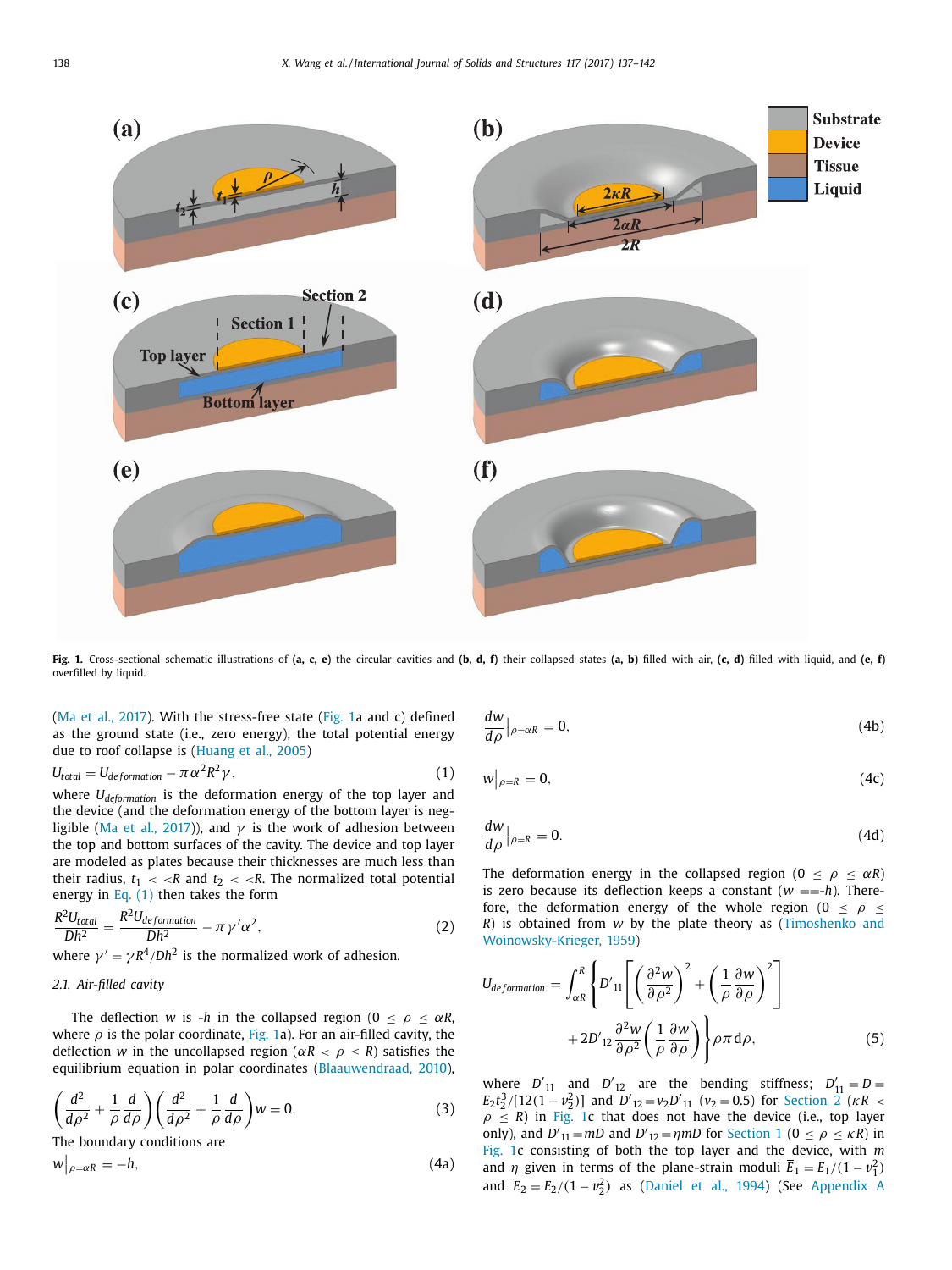Fig. 1. Cross-sectional schematic illustrations of (a, c, e) the circular cavities and (b, d, f) their collapsed states (a, b) filled with air, (c, d) filled with liquid, and (e, f) overfilled by liquid.

(Ma et al., 2017). With the stress-free state (Fig. 1a and c) defined as the ground state (i.e., zero energy), the total potential energy due to roof collapse is (Huang et al., 2005)

$$U_{total} = U_{deformation} - \pi \alpha^2 R^2 \gamma, \tag{1}$$

where $U_{deformation}$ is the deformation energy of the top layer and the device (and the deformation energy of the bottom layer is negligible (Ma et al., 2017)), and $\gamma$ is the work of adhesion between the top and bottom surfaces of the cavity. The device and top layer are modeled as plates because their thicknesses are much less than their radius, $t_1 << R$ and $t_2 << R$. The normalized total potential energy in Eq. (1) then takes the form

$$\frac{R^2 U_{total}}{Dh^2} = \frac{R^2 U_{deformation}}{Dh^2} - \pi \gamma' \alpha^2, \tag{2}$$

where $\gamma' = \gamma R^4 / Dh^2$ is the normalized work of adhesion.

### 2.1. Air-filled cavity

The deflection $w$ is $-h$ in the collapsed region ($0 \le \rho \le \alpha R$, where $\rho$ is the polar coordinate, Fig. 1a). For an air-filled cavity, the deflection $w$ in the uncollapsed region ($\alpha R < \rho \le R$) satisfies the equilibrium equation in polar coordinates (Blaauwendraad, 2010),

$$\left(\frac{d^2}{d\rho^2} + \frac{1}{\rho}\frac{d}{d\rho}\right)\left(\frac{d^2}{d\rho^2} + \frac{1}{\rho}\frac{d}{d\rho}\right) w = 0. \tag{3}$$

The boundary conditions are

$$w\big|_{\rho=\alpha R} = -h, \tag{4a}$$

$$\frac{dw}{d\rho}\Big|_{\rho=\alpha R} = 0, \tag{4b}$$

$$w\big|_{\rho=R} = 0, \tag{4c}$$

$$\frac{dw}{d\rho}\Big|_{\rho=R} = 0. \tag{4d}$$

The deformation energy in the collapsed region ($0 \le \rho \le \alpha R$) is zero because its deflection keeps a constant ($w$ ==-$h$). Therefore, the deformation energy of the whole region ($0 \le \rho \le R$) is obtained from $w$ by the plate theory as (Timoshenko and Woinowsky-Krieger, 1959)

$$U_{deformation} = \int_{\alpha R}^{R} \left\{ D'_{11}\left[\left(\frac{\partial^2 w}{\partial \rho^2}\right)^2 + \left(\frac{1}{\rho}\frac{\partial w}{\partial \rho}\right)^2\right] + 2D'_{12}\frac{\partial^2 w}{\partial \rho^2}\left(\frac{1}{\rho}\frac{\partial w}{\partial \rho}\right)\right\} \rho \pi \, d\rho, \tag{5}$$

where $D'_{11}$ and $D'_{12}$ are the bending stiffness; $D'_{11} = D = E_2 t_2^3 / [12(1-\nu_2^2)]$ and $D'_{12} = \nu_2 D'_{11}$ ($\nu_2 = 0.5$) for Section 2 ($\kappa R < \rho \le R$) in Fig. 1c that does not have the device (i.e., top layer only), and $D'_{11} = mD$ and $D'_{12} = \eta m D$ for Section 1 ($0 \le \rho \le \kappa R$) in Fig. 1c consisting of both the top layer and the device, with $m$ and $\eta$ given in terms of the plane-strain moduli $\bar{E}_1 = E_1/(1-\nu_1^2)$ and $\bar{E}_2 = E_2/(1-\nu_2^2)$ as (Daniel et al., 1994) (See Appendix A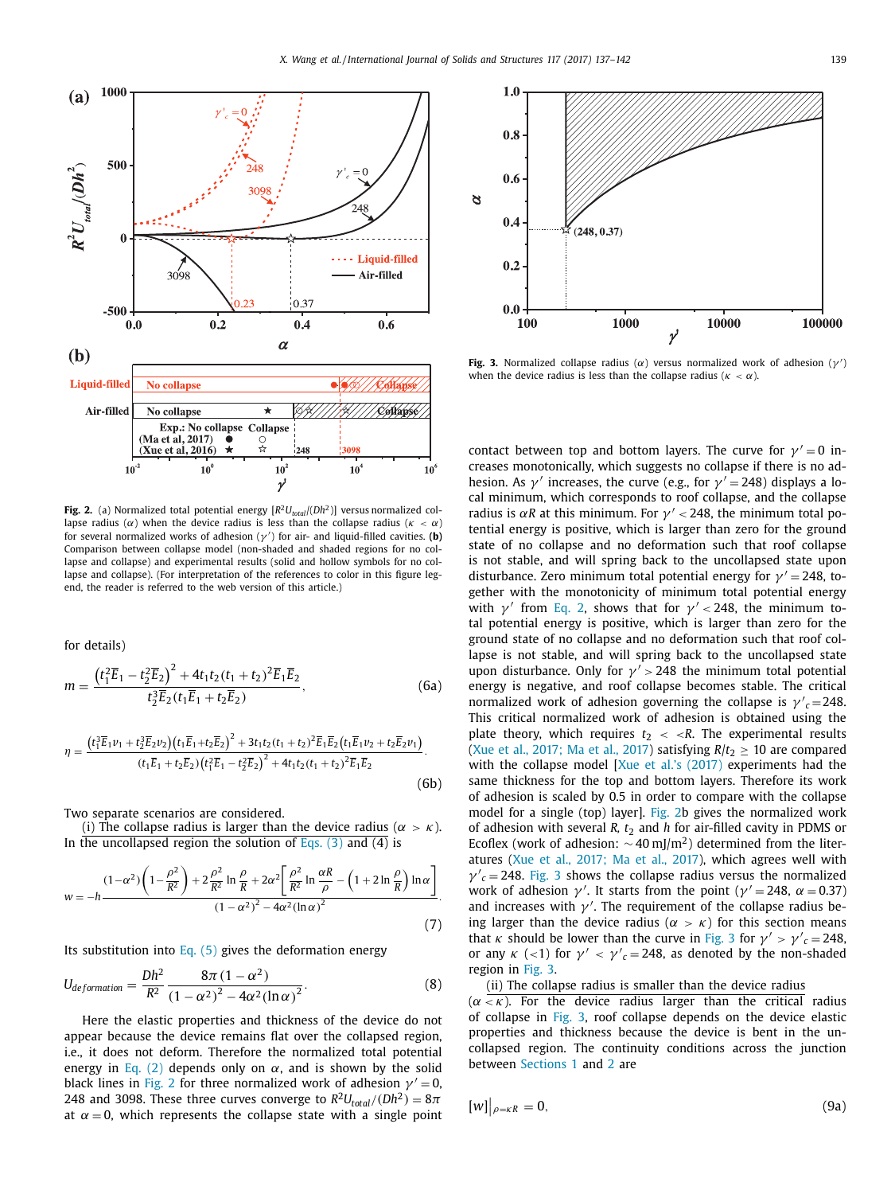**Fig. 2.** (a) Normalized total potential energy [$R^2U_{total}/(Dh^2)$] versus normalized collapse radius ($\alpha$) when the device radius is less than the collapse radius ($\kappa < \alpha$) for several normalized works of adhesion ($\gamma'$) for air- and liquid-filled cavities. **(b)** Comparison between collapse model (non-shaded and shaded regions for no collapse and collapse) and experimental results (solid and hollow symbols for no collapse and collapse). (For interpretation of the references to color in this figure legend, the reader is referred to the web version of this article.)

for details)

$$m = \frac{\left(t_1^3\bar{E}_1 - t_2^3\bar{E}_2\right)^2 + 4t_1t_2(t_1+t_2)^2\bar{E}_1\bar{E}_2}{t_2^3\bar{E}_2(t_1\bar{E}_1 + t_2\bar{E}_2)}, \tag{6a}$$

$$\eta = \frac{\left(t_1^3\bar{E}_1\nu_1 + t_2^3\bar{E}_2\nu_2\right)\left(t_1\bar{E}_1 + t_2\bar{E}_2\right)^2 + 3t_1t_2(t_1+t_2)^2\bar{E}_1\bar{E}_2\left(t_1\bar{E}_1\nu_2 + t_2\bar{E}_2\nu_1\right)}{(t_1\bar{E}_1 + t_2\bar{E}_2)\left(t_1^3\bar{E}_1 - t_2^3\bar{E}_2\right)^2 + 4t_1t_2(t_1+t_2)^2\bar{E}_1\bar{E}_2}. \tag{6b}$$

Two separate scenarios are considered.

(i) The collapse radius is larger than the device radius ($\alpha > \kappa$). In the uncollapsed region the solution of Eqs. (3) and (4) is

$$w = -h\frac{(1-\alpha^2)\left(1-\frac{\rho^2}{R^2}\right) + 2\frac{\rho^2}{R^2}\ln\frac{\rho}{R} + 2\alpha^2\left[\frac{\rho^2}{R^2}\ln\frac{\alpha R}{\rho} - \left(1+2\ln\frac{\rho}{R}\right)\ln\alpha\right]}{(1-\alpha^2)^2 - 4\alpha^2(\ln\alpha)^2}. \tag{7}$$

Its substitution into Eq. (5) gives the deformation energy

$$U_{deformation} = \frac{Dh^2}{R^2}\frac{8\pi(1-\alpha^2)}{(1-\alpha^2)^2 - 4\alpha^2(\ln\alpha)^2}. \tag{8}$$

Here the elastic properties and thickness of the device do not appear because the device remains flat over the collapsed region, i.e., it does not deform. Therefore the normalized total potential energy in Eq. (2) depends only on $\alpha$, and is shown by the solid black lines in Fig. 2 for three normalized work of adhesion $\gamma' = 0$, 248 and 3098. These three curves converge to $R^2U_{total}/(Dh^2) = 8\pi$ at $\alpha = 0$, which represents the collapse state with a single point contact between top and bottom layers. The curve for $\gamma' = 0$ increases monotonically, which suggests no collapse if there is no adhesion. As $\gamma'$ increases, the curve (e.g., for $\gamma' = 248$) displays a local minimum, which corresponds to roof collapse, and the collapse radius is $\alpha R$ at this minimum. For $\gamma' < 248$, the minimum total potential energy is positive, which is larger than zero for the ground state of no collapse and no deformation such that roof collapse is not stable, and will spring back to the uncollapsed state upon disturbance. Zero minimum total potential energy for $\gamma' = 248$, together with the monotonicity of minimum total potential energy with $\gamma'$ from Eq. 2, shows that for $\gamma' < 248$, the minimum total potential energy is positive, which is larger than zero for the ground state of no collapse and no deformation such that roof collapse is not stable, and will spring back to the uncollapsed state upon disturbance. Only for $\gamma' > 248$ the minimum total potential energy is negative, and roof collapse becomes stable. The critical normalized work of adhesion governing the collapse is $\gamma'_c = 248$. This critical normalized work of adhesion is obtained using the plate theory, which requires $t_2 << R$. The experimental results (Xue et al., 2017; Ma et al., 2017) satisfying $R/t_2 \geq 10$ are compared with the collapse model [Xue et al.'s (2017) experiments had the same thickness for the top and bottom layers. Therefore its work of adhesion is scaled by 0.5 in order to compare with the collapse model for a single (top) layer]. Fig. 2b gives the normalized work of adhesion with several $R$, $t_2$ and $h$ for air-filled cavity in PDMS or Ecoflex (work of adhesion: ~40 mJ/m$^2$) determined from the literatures (Xue et al., 2017; Ma et al., 2017), which agrees well with $\gamma'_c = 248$. Fig. 3 shows the collapse radius versus the normalized work of adhesion $\gamma'$. It starts from the point ($\gamma' = 248$, $\alpha = 0.37$) and increases with $\gamma'$. The requirement of the collapse radius being larger than the device radius ($\alpha > \kappa$) for this section means that $\kappa$ should be lower than the curve in Fig. 3 for $\gamma' > \gamma'_c = 248$, or any $\kappa$ ($<1$) for $\gamma' < \gamma'_c = 248$, as denoted by the non-shaded region in Fig. 3.

**Fig. 3.** Normalized collapse radius ($\alpha$) versus normalized work of adhesion ($\gamma'$) when the device radius is less than the collapse radius ($\kappa < \alpha$).

(ii) The collapse radius is smaller than the device radius ($\alpha < \kappa$). For the device radius larger than the critical radius of collapse in Fig. 3, roof collapse depends on the device elastic properties and thickness because the device is bent in the uncollapsed region. The continuity conditions across the junction between Sections 1 and 2 are

$$[w]\big|_{\rho=\kappa R} = 0, \tag{9a}$$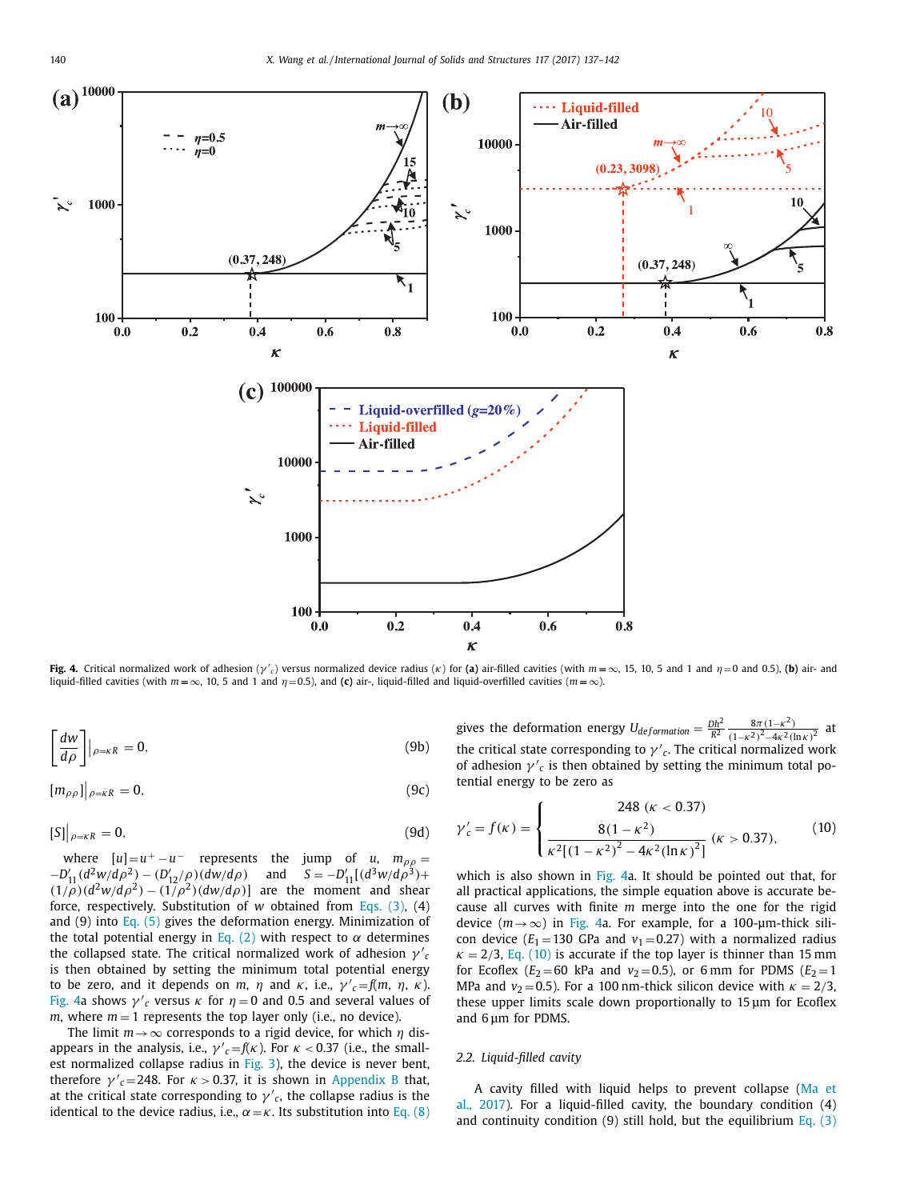Fig. 4. Critical normalized work of adhesion ($\gamma'_c$) versus normalized device radius ($\kappa$) for **(a)** air-filled cavities (with $m=\infty$, 15, 10, 5 and 1 and $\eta=0$ and 0.5), **(b)** air- and liquid-filled cavities (with $m=\infty$, 10, 5 and 1 and $\eta=0.5$), and **(c)** air-, liquid-filled and liquid-overfilled cavities ($m=\infty$).

$$\left[\frac{dw}{d\rho}\right]\Big|_{\rho=\kappa R}=0, \tag{9b}$$

$$[m_{\rho\rho}]\Big|_{\rho=\kappa R}=0, \tag{9c}$$

$$[S]\Big|_{\rho=\kappa R}=0, \tag{9d}$$

where $[u]=u^+-u^-$ represents the jump of $u$, $m_{\rho\rho}=-D'_{11}(d^2w/d\rho^2)-(D'_{12}/\rho)(dw/d\rho)$ and $S=-D'_{11}[(d^3w/d\rho^3)+(1/\rho)(d^2w/d\rho^2)-(1/\rho^2)(dw/d\rho)]$ are the moment and shear force, respectively. Substitution of $w$ obtained from Eqs. (3), (4) and (9) into Eq. (5) gives the deformation energy. Minimization of the total potential energy in Eq. (2) with respect to $\alpha$ determines the collapsed state. The critical normalized work of adhesion $\gamma'_c$ is then obtained by setting the minimum total potential energy to be zero, and it depends on $m$, $\eta$ and $\kappa$, i.e., $\gamma'_c=f(m, \eta, \kappa)$. Fig. 4a shows $\gamma'_c$ versus $\kappa$ for $\eta=0$ and 0.5 and several values of $m$, where $m=1$ represents the top layer only (i.e., no device).

The limit $m\to\infty$ corresponds to a rigid device, for which $\eta$ disappears in the analysis, i.e., $\gamma'_c=f(\kappa)$. For $\kappa<0.37$ (i.e., the smallest normalized collapse radius in Fig. 3), the device is never bent, therefore $\gamma'_c=248$. For $\kappa>0.37$, it is shown in Appendix B that, at the critical state corresponding to $\gamma'_c$, the collapse radius is the identical to the device radius, i.e., $\alpha=\kappa$. Its substitution into Eq. (8) gives the deformation energy $U_{deformation}=\frac{Dh^2}{R^2}\frac{8\pi(1-\kappa^2)}{(1-\kappa^2)^2-4\kappa^2(\ln\kappa)^2}$ at the critical state corresponding to $\gamma'_c$. The critical normalized work of adhesion $\gamma'_c$ is then obtained by setting the minimum total potential energy to be zero as

$$\gamma'_c=f(\kappa)=\begin{cases}248 & (\kappa<0.37)\\ \dfrac{8(1-\kappa^2)}{\kappa^2\left[(1-\kappa^2)^2-4\kappa^2(\ln\kappa)^2\right]} & (\kappa>0.37),\end{cases} \tag{10}$$

which is also shown in Fig. 4a. It should be pointed out that, for all practical applications, the simple equation above is accurate because all curves with finite $m$ merge into the one for the rigid device ($m\to\infty$) in Fig. 4a. For example, for a 100-μm-thick silicon device ($E_1=130$ GPa and $\nu_1=0.27$) with a normalized radius $\kappa=2/3$, Eq. (10) is accurate if the top layer is thinner than 15 mm for Ecoflex ($E_2=60$ kPa and $\nu_2=0.5$), or 6 mm for PDMS ($E_2=1$ MPa and $\nu_2=0.5$). For a 100 nm-thick silicon device with $\kappa=2/3$, these upper limits scale down proportionally to 15 μm for Ecoflex and 6 μm for PDMS.

### 2.2. Liquid-filled cavity

A cavity filled with liquid helps to prevent collapse (Ma et al., 2017). For a liquid-filled cavity, the boundary condition (4) and continuity condition (9) still hold, but the equilibrium Eq. (3)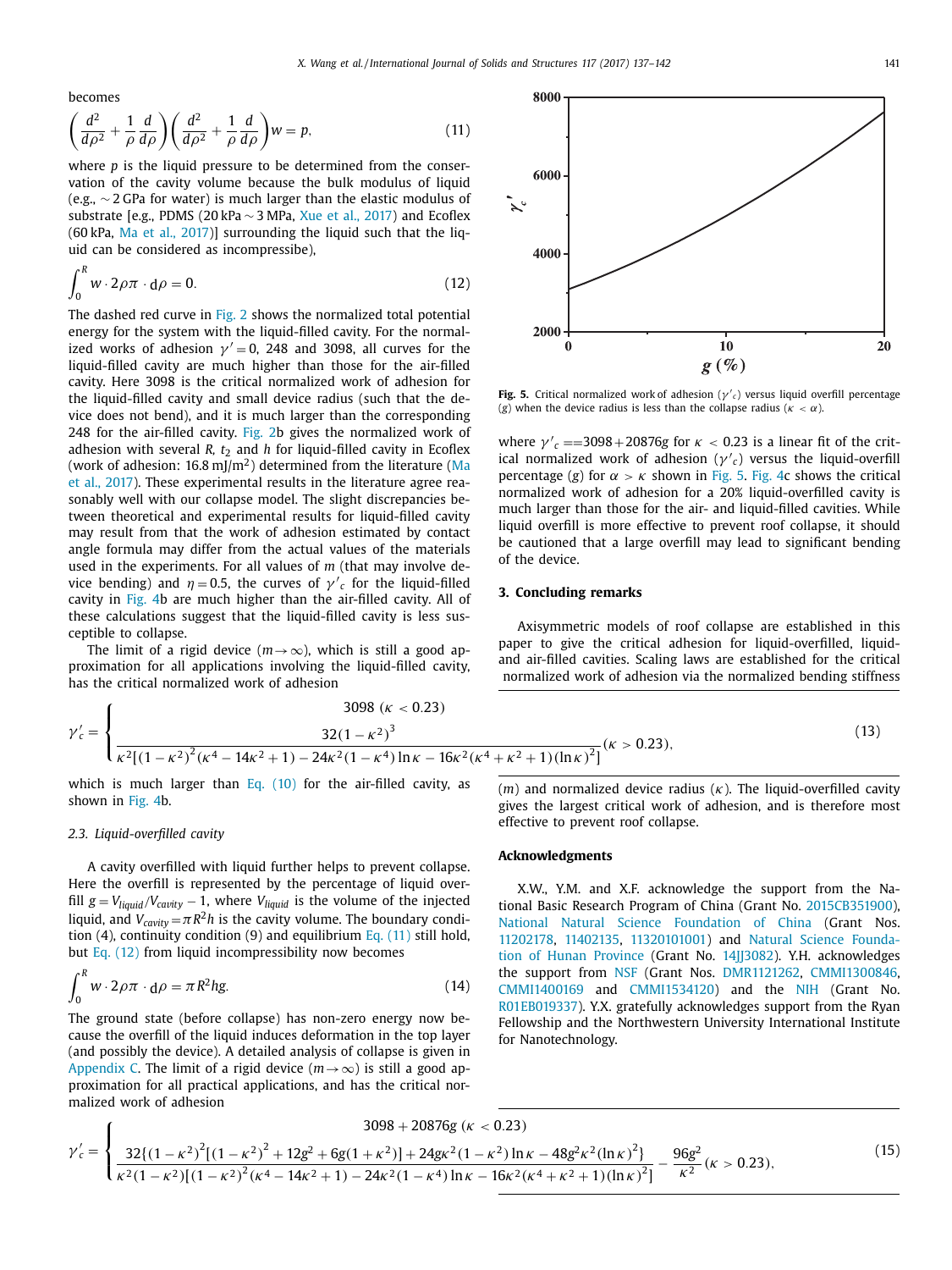becomes

$$\left(\frac{d^2}{d\rho^2}+\frac{1}{\rho}\frac{d}{d\rho}\right)\left(\frac{d^2}{d\rho^2}+\frac{1}{\rho}\frac{d}{d\rho}\right)w=p, \tag{11}$$

where $p$ is the liquid pressure to be determined from the conservation of the cavity volume because the bulk modulus of liquid (e.g., ~2 GPa for water) is much larger than the elastic modulus of substrate [e.g., PDMS (20 kPa ~ 3 MPa, Xue et al., 2017) and Ecoflex (60 kPa, Ma et al., 2017)] surrounding the liquid such that the liquid can be considered as incompressibe),

$$\int_0^R w\cdot 2\rho\pi\cdot \mathrm{d}\rho=0. \tag{12}$$

The dashed red curve in Fig. 2 shows the normalized total potential energy for the system with the liquid-filled cavity. For the normalized works of adhesion $\gamma'=0$, 248 and 3098, all curves for the liquid-filled cavity are much higher than those for the air-filled cavity. Here 3098 is the critical normalized work of adhesion for the liquid-filled cavity and small device radius (such that the device does not bend), and it is much larger than the corresponding 248 for the air-filled cavity. Fig. 2b gives the normalized work of adhesion with several $R$, $t_2$ and $h$ for liquid-filled cavity in Ecoflex (work of adhesion: 16.8 mJ/m$^2$) determined from the literature (Ma et al., 2017). These experimental results in the literature agree reasonably well with our collapse model. The slight discrepancies between theoretical and experimental results for liquid-filled cavity may result from that the work of adhesion estimated by contact angle formula may differ from the actual values of the materials used in the experiments. For all values of $m$ (that may involve device bending) and $\eta=0.5$, the curves of $\gamma'_c$ for the liquid-filled cavity in Fig. 4b are much higher than the air-filled cavity. All of these calculations suggest that the liquid-filled cavity is less susceptible to collapse.

The limit of a rigid device ($m\to\infty$), which is still a good approximation for all applications involving the liquid-filled cavity, has the critical normalized work of adhesion

$$\gamma'_c=\begin{cases}3098\ (\kappa<0.23)\\[4pt] \dfrac{32(1-\kappa^2)^3}{\kappa^2[(1-\kappa^2)^2(\kappa^4-14\kappa^2+1)-24\kappa^2(1-\kappa^4)\ln\kappa-16\kappa^2(\kappa^4+\kappa^2+1)(\ln\kappa)^2]}(\kappa>0.23),\end{cases} \tag{13}$$

which is much larger than Eq. (10) for the air-filled cavity, as shown in Fig. 4b.

### 2.3. Liquid-overfilled cavity

A cavity overfilled with liquid further helps to prevent collapse. Here the overfill is represented by the percentage of liquid overfill $g=V_{liquid}/V_{cavity}-1$, where $V_{liquid}$ is the volume of the injected liquid, and $V_{cavity}=\pi R^2 h$ is the cavity volume. The boundary condition (4), continuity condition (9) and equilibrium Eq. (11) still hold, but Eq. (12) from liquid incompressibility now becomes

$$\int_0^R w\cdot 2\rho\pi\cdot \mathrm{d}\rho=\pi R^2 hg. \tag{14}$$

The ground state (before collapse) has non-zero energy now because the overfill of the liquid induces deformation in the top layer (and possibly the device). A detailed analysis of collapse is given in Appendix C. The limit of a rigid device ($m\to\infty$) is still a good approximation for all practical applications, and has the critical normalized work of adhesion

$$\gamma'_c=\begin{cases}3098+20876g\ (\kappa<0.23)\\[4pt] \dfrac{32\{(1-\kappa^2)^2[(1-\kappa^2)^2+12g^2+6g(1+\kappa^2)]+24g\kappa^2(1-\kappa^2)\ln\kappa-48g^2\kappa^2(\ln\kappa)^2\}}{\kappa^2(1-\kappa^2)[(1-\kappa^2)^2(\kappa^4-14\kappa^2+1)-24\kappa^2(1-\kappa^4)\ln\kappa-16\kappa^2(\kappa^4+\kappa^2+1)(\ln\kappa)^2]}-\dfrac{96g^2}{\kappa^2}(\kappa>0.23),\end{cases} \tag{15}$$

Fig. 5. Critical normalized work of adhesion ($\gamma'_c$) versus liquid overfill percentage ($g$) when the device radius is less than the collapse radius ($\kappa<\alpha$).

where $\gamma'_c==3098+20876g$ for $\kappa<0.23$ is a linear fit of the critical normalized work of adhesion ($\gamma'_c$) versus the liquid-overfill percentage ($g$) for $\alpha>\kappa$ shown in Fig. 5. Fig. 4c shows the critical normalized work of adhesion for a 20% liquid-overfilled cavity is much larger than those for the air- and liquid-filled cavities. While liquid overfill is more effective to prevent roof collapse, it should be cautioned that a large overfill may lead to significant bending of the device.

## 3. Concluding remarks

Axisymmetric models of roof collapse are established in this paper to give the critical adhesion for liquid-overfilled, liquid- and air-filled cavities. Scaling laws are established for the critical normalized work of adhesion via the normalized bending stiffness ($m$) and normalized device radius ($\kappa$). The liquid-overfilled cavity gives the largest critical work of adhesion, and is therefore most effective to prevent roof collapse.

## Acknowledgments

X.W., Y.M. and X.F. acknowledge the support from the National Basic Research Program of China (Grant No. 2015CB351900), National Natural Science Foundation of China (Grant Nos. 11202178, 11402135, 11320101001) and Natural Science Foundation of Hunan Province (Grant No. 14JJ3082). Y.H. acknowledges the support from NSF (Grant Nos. DMR1121262, CMMI1300846, CMMI1400169 and CMMI1534120) and the NIH (Grant No. R01EB019337). Y.X. gratefully acknowledges support from the Ryan Fellowship and the Northwestern University International Institute for Nanotechnology.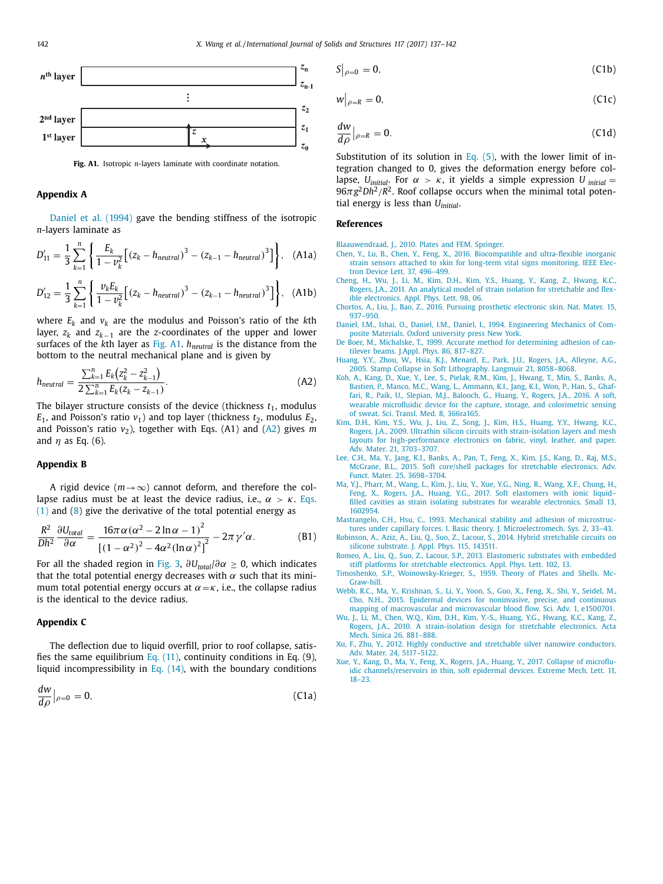$n^{th}$ layer

$z_n$

$z_{n-1}$

⋮

$2^{nd}$ layer

$z_2$

$z_1$

$1^{st}$ layer

$z_0$

z

x

**Fig. A1.** Isotropic *n*-layers laminate with coordinate notation.

## Appendix A

Daniel et al. (1994) gave the bending stiffness of the isotropic *n*-layers laminate as

$$D'_{11} = \frac{1}{3}\sum_{k=1}^{n}\left\{\frac{E_k}{1-v_k^2}\left[(z_k - h_{neutral})^3 - (z_{k-1} - h_{neutral})^3\right]\right\}, \quad \text{(A1a)}$$

$$D'_{12} = \frac{1}{3}\sum_{k=1}^{n}\left\{\frac{v_k E_k}{1-v_k^2}\left[(z_k - h_{neutral})^3 - (z_{k-1} - h_{neutral})^3\right]\right\}, \quad \text{(A1b)}$$

where $E_k$ and $v_k$ are the modulus and Poisson's ratio of the $k$th layer, $z_k$ and $z_{k-1}$ are the *z*-coordinates of the upper and lower surfaces of the $k$th layer as Fig. A1. $h_{neutral}$ is the distance from the bottom to the neutral mechanical plane and is given by

$$h_{neutral} = \frac{\sum_{k=1}^{n} E_k\left(z_k^2 - z_{k-1}^2\right)}{2\sum_{k=1}^{n} E_k(z_k - z_{k-1})}. \quad \text{(A2)}$$

The bilayer structure consists of the device (thickness $t_1$, modulus $E_1$, and Poisson's ratio $v_1$) and top layer (thickness $t_2$, modulus $E_2$, and Poisson's ratio $v_2$), together with Eqs. (A1) and (A2) gives $m$ and $\eta$ as Eq. (6).

## Appendix B

A rigid device ($m \to \infty$) cannot deform, and therefore the collapse radius must be at least the device radius, i.e., $\alpha > \kappa$. Eqs. (1) and (8) give the derivative of the total potential energy as

$$\frac{R^2}{Dh^2}\frac{\partial U_{total}}{\partial \alpha} = \frac{16\pi\alpha\left(\alpha^2 - 2\ln\alpha - 1\right)^2}{\left[(1-\alpha^2)^2 - 4\alpha^2(\ln\alpha)^2\right]^2} - 2\pi\gamma'\alpha. \quad \text{(B1)}$$

For all the shaded region in Fig. 3, $\partial U_{total}/\partial\alpha \geq 0$, which indicates that the total potential energy decreases with $\alpha$ such that its minimum total potential energy occurs at $\alpha = \kappa$, i.e., the collapse radius is the identical to the device radius.

## Appendix C

The deflection due to liquid overfill, prior to roof collapse, satisfies the same equilibrium Eq. (11), continuity conditions in Eq. (9), liquid incompressibility in Eq. (14), with the boundary conditions

$$\frac{dw}{d\rho}\Big|_{\rho=0} = 0, \quad \text{(C1a)}$$

$$S\Big|_{\rho=0} = 0, \quad \text{(C1b)}$$

$$w\Big|_{\rho=R} = 0, \quad \text{(C1c)}$$

$$\frac{dw}{d\rho}\Big|_{\rho=R} = 0. \quad \text{(C1d)}$$

Substitution of its solution in Eq. (5), with the lower limit of integration changed to 0, gives the deformation energy before collapse, $U_{initial}$. For $\alpha > \kappa$, it yields a simple expression $U_{initial} = 96\pi g^2 Dh^2/R^2$. Roof collapse occurs when the minimal total potential energy is less than $U_{initial}$.

## References

Blaauwendraad, J., 2010. Plates and FEM. Springer.

Chen, Y., Lu, B., Chen, Y., Feng, X., 2016. Biocompatible and ultra-flexible inorganic strain sensors attached to skin for long-term vital signs monitoring. IEEE Electron Device Lett. 37, 496–499.

Cheng, H., Wu, J., Li, M., Kim, D.H., Kim, Y.S., Huang, Y., Kang, Z., Hwang, K.C., Rogers, J.A., 2011. An analytical model of strain isolation for stretchable and flexible electronics. Appl. Phys. Lett. 98, 06.

Chortos, A., Liu, J., Bao, Z., 2016. Pursuing prosthetic electronic skin. Nat. Mater. 15, 937–950.

Daniel, I.M., Ishai, O., Daniel, I.M., Daniel, I., 1994. Engineering Mechanics of Composite Materials. Oxford university press New York.

De Boer, M., Michalske, T., 1999. Accurate method for determining adhesion of cantilever beams. J.Appl. Phys. 86, 817–827.

Huang, Y.Y., Zhou, W., Hsia, K.J., Menard, E., Park, J.U., Rogers, J.A., Alleyne, A.G., 2005. Stamp Collapse in Soft Lithography. Langmuir 21, 8058–8068.

Koh, A., Kang, D., Xue, Y., Lee, S., Pielak, R.M., Kim, J., Hwang, T., Min, S., Banks, A., Bastien, P., Manco, M.C., Wang, L., Ammann, K.I., Jang, K.I., Won, P., Han, S., Ghaffari, R., Paik, U., Slepian, M.J., Balooch, G., Huang, Y., Rogers, J.A., 2016. A soft, wearable microfluidic device for the capture, storage, and colorimetric sensing of sweat. Sci. Transl. Med. 8, 366ra165.

Kim, D.H., Kim, Y.S., Wu, J., Liu, Z., Song, J., Kim, H.S., Huang, Y.Y., Hwang, K.C., Rogers, J.A., 2009. Ultrathin silicon circuits with strain-isolation layers and mesh layouts for high-performance electronics on fabric, vinyl, leather, and paper. Adv. Mater. 21, 3703–3707.

Lee, C.H., Ma, Y., Jang, K.I., Banks, A., Pan, T., Feng, X., Kim, J.S., Kang, D., Raj, M.S., McGrane, B.L., 2015. Soft core/shell packages for stretchable electronics. Adv. Funct. Mater. 25, 3698–3704.

Ma, Y.J., Pharr, M., Wang, L., Kim, J., Liu, Y., Xue, Y.G., Ning, R., Wang, X.F., Chung, H., Feng, X., Rogers, J.A., Huang, Y.G., 2017. Soft elastomers with ionic liquid–filled cavities as strain isolating substrates for wearable electronics. Small 13, 1602954.

Mastrangelo, C.H., Hsu, C., 1993. Mechanical stability and adhesion of microstructures under capillary forces. I. Basic theory. J. Microelectromech. Sys. 2, 33–43.

Robinson, A., Aziz, A., Liu, Q., Suo, Z., Lacour, S., 2014. Hybrid stretchable circuits on silicone substrate. J. Appl. Phys. 115, 143511.

Romeo, A., Liu, Q., Suo, Z., Lacour, S.P., 2013. Elastomeric substrates with embedded stiff platforms for stretchable electronics. Appl. Phys. Lett. 102, 13.

Timoshenko, S.P., Woinowsky-Krieger, S., 1959. Theory of Plates and Shells. McGraw-hill.

Webb, R.C., Ma, Y., Krishnan, S., Li, Y., Yoon, S., Guo, X., Feng, X., Shi, Y., Seidel, M., Cho, N.H., 2015. Epidermal devices for noninvasive, precise, and continuous mapping of macrovascular and microvascular blood flow. Sci. Adv. 1, e1500701.

Wu, J., Li, M., Chen, W.Q., Kim, D.H., Kim, Y.-S., Huang, Y.G., Hwang, K.C., Kang, Z., Rogers, J.A., 2010. A strain-isolation design for stretchable electronics. Acta Mech. Sinica 26, 881–888.

Xu, F., Zhu, Y., 2012. Highly conductive and stretchable silver nanowire conductors. Adv. Mater. 24, 5117–5122.

Xue, Y., Kang, D., Ma, Y., Feng, X., Rogers, J.A., Huang, Y., 2017. Collapse of microfluidic channels/reservoirs in thin, soft epidermal devices. Extreme Mech. Lett. 11, 18–23.